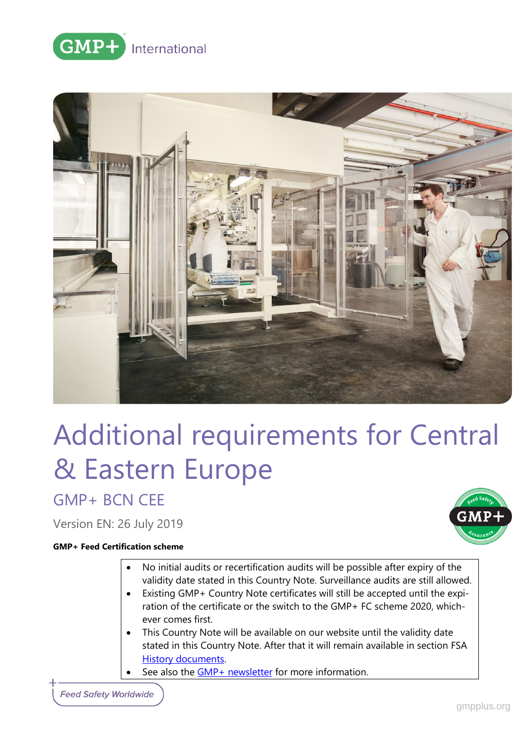GMP+ International

# Additional requirements for Central & Eastern Europe

## GMP+ BCN CEE

Version EN: 26 July 2019

**GMP+ Feed Certification scheme**

- No initial audits or recertification audits will be possible after expiry of the validity date stated in this Country Note. Surveillance audits are still allowed.
- Existing GMP+ Country Note certificates will still be accepted until the expiration of the certificate or the switch to the GMP+ FC scheme 2020, whichever comes first.
- This Country Note will be available on our website until the validity date stated in this Country Note. After that it will remain available in section FSA History documents.
- See also the GMP+ newsletter for more information.

*Feed Safety Worldwide*

gmpplus.org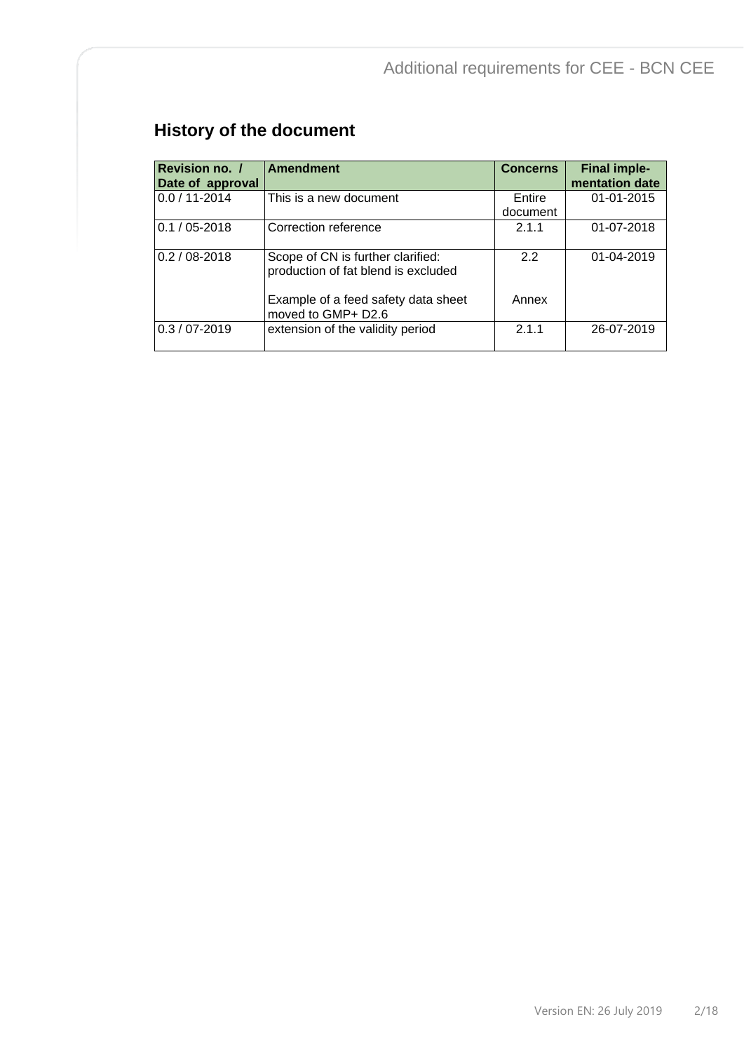## History of the document

| Revision no. / Date of approval | Amendment | Concerns | Final implementation date |
|---|---|---|---|
| 0.0 / 11-2014 | This is a new document | Entire document | 01-01-2015 |
| 0.1 / 05-2018 | Correction reference | 2.1.1 | 01-07-2018 |
| 0.2 / 08-2018 | Scope of CN is further clarified: production of fat blend is excluded<br><br>Example of a feed safety data sheet moved to GMP+ D2.6 | 2.2<br><br>Annex | 01-04-2019 |
| 0.3 / 07-2019 | extension of the validity period | 2.1.1 | 26-07-2019 |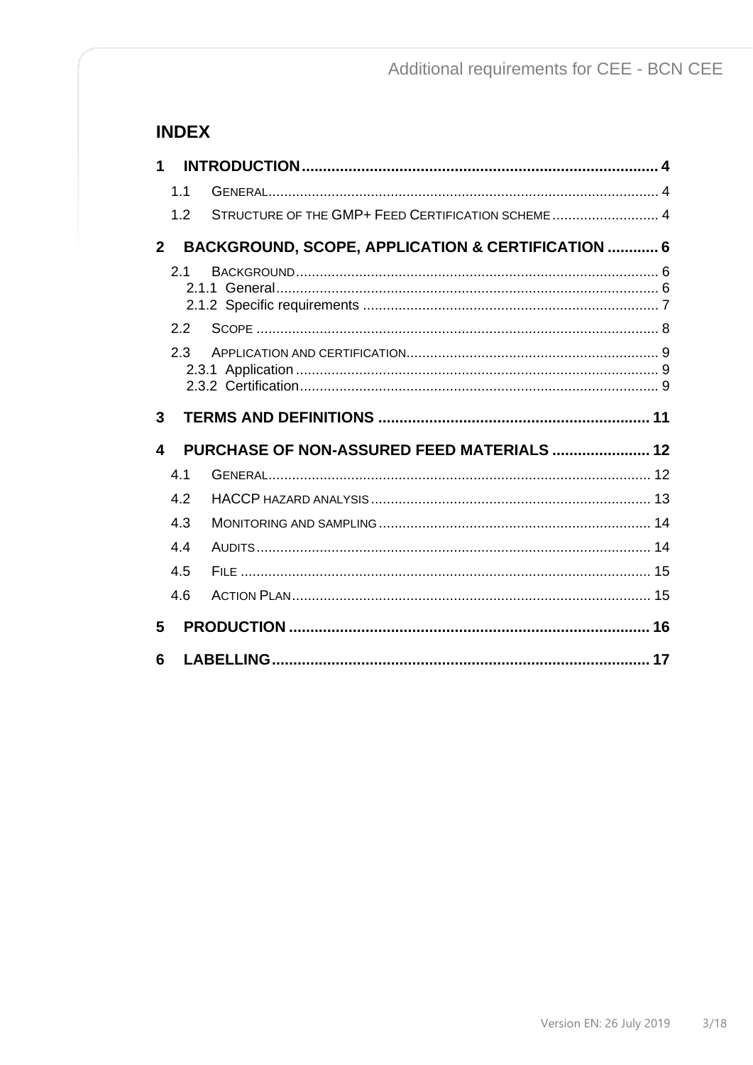## INDEX

**1 INTRODUCTION .......... 4**

- 1.1 GENERAL .......... 4
- 1.2 STRUCTURE OF THE GMP+ FEED CERTIFICATION SCHEME .......... 4

**2 BACKGROUND, SCOPE, APPLICATION & CERTIFICATION .......... 6**

- 2.1 BACKGROUND .......... 6
  - 2.1.1 General .......... 6
  - 2.1.2 Specific requirements .......... 7
- 2.2 SCOPE .......... 8
- 2.3 APPLICATION AND CERTIFICATION .......... 9
  - 2.3.1 Application .......... 9
  - 2.3.2 Certification .......... 9

**3 TERMS AND DEFINITIONS .......... 11**

**4 PURCHASE OF NON-ASSURED FEED MATERIALS .......... 12**

- 4.1 GENERAL .......... 12
- 4.2 HACCP HAZARD ANALYSIS .......... 13
- 4.3 MONITORING AND SAMPLING .......... 14
- 4.4 AUDITS .......... 14
- 4.5 FILE .......... 15
- 4.6 ACTION PLAN .......... 15

**5 PRODUCTION .......... 16**

**6 LABELLING .......... 17**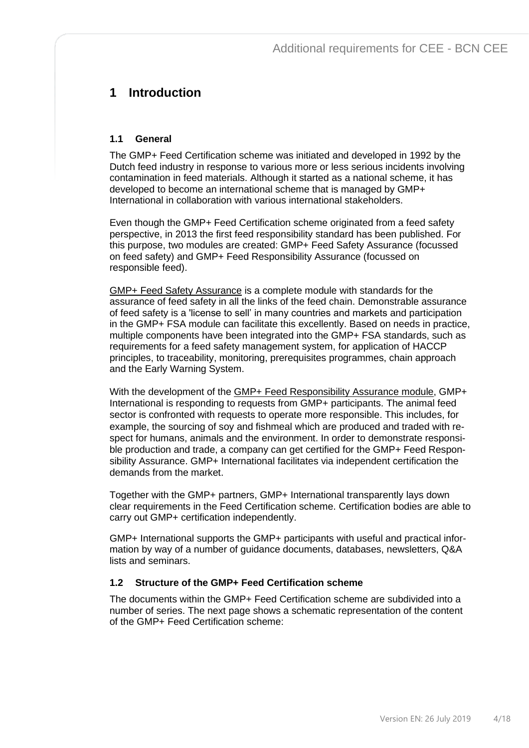# 1 Introduction

## 1.1 General

The GMP+ Feed Certification scheme was initiated and developed in 1992 by the Dutch feed industry in response to various more or less serious incidents involving contamination in feed materials. Although it started as a national scheme, it has developed to become an international scheme that is managed by GMP+ International in collaboration with various international stakeholders.

Even though the GMP+ Feed Certification scheme originated from a feed safety perspective, in 2013 the first feed responsibility standard has been published. For this purpose, two modules are created: GMP+ Feed Safety Assurance (focussed on feed safety) and GMP+ Feed Responsibility Assurance (focussed on responsible feed).

GMP+ Feed Safety Assurance is a complete module with standards for the assurance of feed safety in all the links of the feed chain. Demonstrable assurance of feed safety is a 'license to sell' in many countries and markets and participation in the GMP+ FSA module can facilitate this excellently. Based on needs in practice, multiple components have been integrated into the GMP+ FSA standards, such as requirements for a feed safety management system, for application of HACCP principles, to traceability, monitoring, prerequisites programmes, chain approach and the Early Warning System.

With the development of the GMP+ Feed Responsibility Assurance module, GMP+ International is responding to requests from GMP+ participants. The animal feed sector is confronted with requests to operate more responsible. This includes, for example, the sourcing of soy and fishmeal which are produced and traded with respect for humans, animals and the environment. In order to demonstrate responsible production and trade, a company can get certified for the GMP+ Feed Responsibility Assurance. GMP+ International facilitates via independent certification the demands from the market.

Together with the GMP+ partners, GMP+ International transparently lays down clear requirements in the Feed Certification scheme. Certification bodies are able to carry out GMP+ certification independently.

GMP+ International supports the GMP+ participants with useful and practical information by way of a number of guidance documents, databases, newsletters, Q&A lists and seminars.

## 1.2 Structure of the GMP+ Feed Certification scheme

The documents within the GMP+ Feed Certification scheme are subdivided into a number of series. The next page shows a schematic representation of the content of the GMP+ Feed Certification scheme: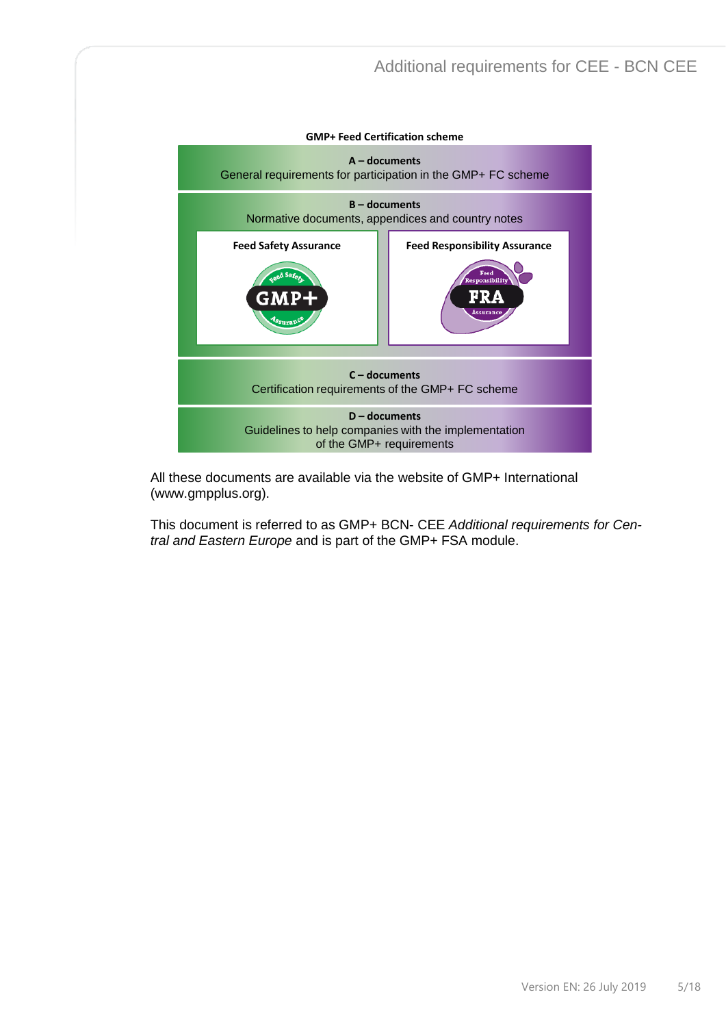**GMP+ Feed Certification scheme**

**A – documents**
General requirements for participation in the GMP+ FC scheme

**B – documents**
Normative documents, appendices and country notes

| Feed Safety Assurance | Feed Responsibility Assurance |
|---|---|
| GMP+ | FRA |

**C – documents**
Certification requirements of the GMP+ FC scheme

**D – documents**
Guidelines to help companies with the implementation of the GMP+ requirements

All these documents are available via the website of GMP+ International (www.gmpplus.org).

This document is referred to as GMP+ BCN- CEE *Additional requirements for Central and Eastern Europe* and is part of the GMP+ FSA module.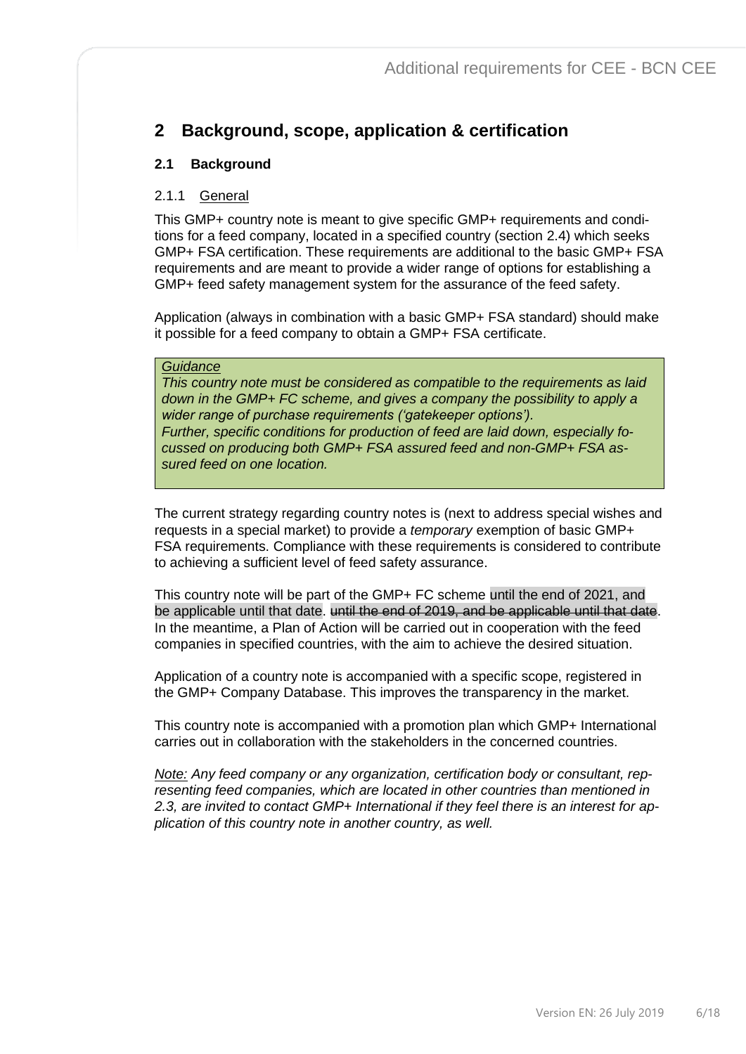# 2 Background, scope, application & certification

## 2.1 Background

### 2.1.1 General

This GMP+ country note is meant to give specific GMP+ requirements and conditions for a feed company, located in a specified country (section 2.4) which seeks GMP+ FSA certification. These requirements are additional to the basic GMP+ FSA requirements and are meant to provide a wider range of options for establishing a GMP+ feed safety management system for the assurance of the feed safety.

Application (always in combination with a basic GMP+ FSA standard) should make it possible for a feed company to obtain a GMP+ FSA certificate.

> *Guidance*
> *This country note must be considered as compatible to the requirements as laid down in the GMP+ FC scheme, and gives a company the possibility to apply a wider range of purchase requirements ('gatekeeper options').*
> *Further, specific conditions for production of feed are laid down, especially focussed on producing both GMP+ FSA assured feed and non-GMP+ FSA assured feed on one location.*

The current strategy regarding country notes is (next to address special wishes and requests in a special market) to provide a *temporary* exemption of basic GMP+ FSA requirements. Compliance with these requirements is considered to contribute to achieving a sufficient level of feed safety assurance.

This country note will be part of the GMP+ FC scheme until the end of 2021, and be applicable until that date. ~~until the end of 2019, and be applicable until that date~~. In the meantime, a Plan of Action will be carried out in cooperation with the feed companies in specified countries, with the aim to achieve the desired situation.

Application of a country note is accompanied with a specific scope, registered in the GMP+ Company Database. This improves the transparency in the market.

This country note is accompanied with a promotion plan which GMP+ International carries out in collaboration with the stakeholders in the concerned countries.

*Note: Any feed company or any organization, certification body or consultant, representing feed companies, which are located in other countries than mentioned in 2.3, are invited to contact GMP+ International if they feel there is an interest for application of this country note in another country, as well.*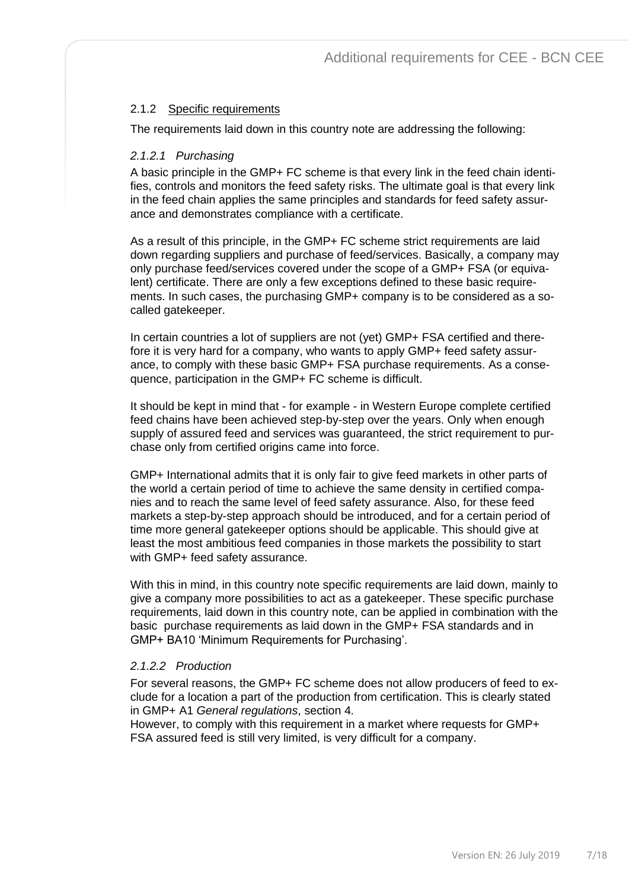### 2.1.2 Specific requirements

The requirements laid down in this country note are addressing the following:

#### *2.1.2.1 Purchasing*

A basic principle in the GMP+ FC scheme is that every link in the feed chain identifies, controls and monitors the feed safety risks. The ultimate goal is that every link in the feed chain applies the same principles and standards for feed safety assurance and demonstrates compliance with a certificate.

As a result of this principle, in the GMP+ FC scheme strict requirements are laid down regarding suppliers and purchase of feed/services. Basically, a company may only purchase feed/services covered under the scope of a GMP+ FSA (or equivalent) certificate. There are only a few exceptions defined to these basic requirements. In such cases, the purchasing GMP+ company is to be considered as a so-called gatekeeper.

In certain countries a lot of suppliers are not (yet) GMP+ FSA certified and therefore it is very hard for a company, who wants to apply GMP+ feed safety assurance, to comply with these basic GMP+ FSA purchase requirements. As a consequence, participation in the GMP+ FC scheme is difficult.

It should be kept in mind that - for example - in Western Europe complete certified feed chains have been achieved step-by-step over the years. Only when enough supply of assured feed and services was guaranteed, the strict requirement to purchase only from certified origins came into force.

GMP+ International admits that it is only fair to give feed markets in other parts of the world a certain period of time to achieve the same density in certified companies and to reach the same level of feed safety assurance. Also, for these feed markets a step-by-step approach should be introduced, and for a certain period of time more general gatekeeper options should be applicable. This should give at least the most ambitious feed companies in those markets the possibility to start with GMP+ feed safety assurance.

With this in mind, in this country note specific requirements are laid down, mainly to give a company more possibilities to act as a gatekeeper. These specific purchase requirements, laid down in this country note, can be applied in combination with the basic purchase requirements as laid down in the GMP+ FSA standards and in GMP+ BA10 'Minimum Requirements for Purchasing'.

#### *2.1.2.2 Production*

For several reasons, the GMP+ FC scheme does not allow producers of feed to exclude for a location a part of the production from certification. This is clearly stated in GMP+ A1 *General regulations*, section 4.
However, to comply with this requirement in a market where requests for GMP+ FSA assured feed is still very limited, is very difficult for a company.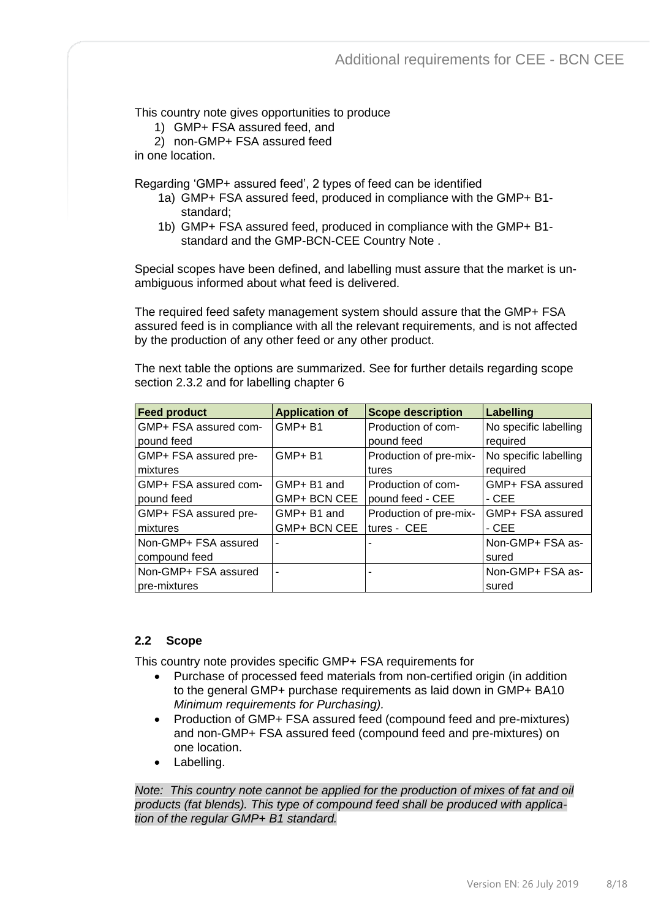This country note gives opportunities to produce

1) GMP+ FSA assured feed, and
2) non-GMP+ FSA assured feed

in one location.

Regarding 'GMP+ assured feed', 2 types of feed can be identified

1a) GMP+ FSA assured feed, produced in compliance with the GMP+ B1-standard;
1b) GMP+ FSA assured feed, produced in compliance with the GMP+ B1-standard and the GMP-BCN-CEE Country Note .

Special scopes have been defined, and labelling must assure that the market is unambiguous informed about what feed is delivered.

The required feed safety management system should assure that the GMP+ FSA assured feed is in compliance with all the relevant requirements, and is not affected by the production of any other feed or any other product.

The next table the options are summarized. See for further details regarding scope section 2.3.2 and for labelling chapter 6

| Feed product | Application of | Scope description | Labelling |
|---|---|---|---|
| GMP+ FSA assured compound feed | GMP+ B1 | Production of compound feed | No specific labelling required |
| GMP+ FSA assured pre-mixtures | GMP+ B1 | Production of pre-mixtures | No specific labelling required |
| GMP+ FSA assured compound feed | GMP+ B1 and GMP+ BCN CEE | Production of compound feed - CEE | GMP+ FSA assured - CEE |
| GMP+ FSA assured pre-mixtures | GMP+ B1 and GMP+ BCN CEE | Production of pre-mixtures - CEE | GMP+ FSA assured - CEE |
| Non-GMP+ FSA assured compound feed | - | - | Non-GMP+ FSA assured |
| Non-GMP+ FSA assured pre-mixtures | - | - | Non-GMP+ FSA assured |

### 2.2 Scope

This country note provides specific GMP+ FSA requirements for

- Purchase of processed feed materials from non-certified origin (in addition to the general GMP+ purchase requirements as laid down in GMP+ BA10 *Minimum requirements for Purchasing).*
- Production of GMP+ FSA assured feed (compound feed and pre-mixtures) and non-GMP+ FSA assured feed (compound feed and pre-mixtures) on one location.
- Labelling.

*Note: This country note cannot be applied for the production of mixes of fat and oil products (fat blends). This type of compound feed shall be produced with application of the regular GMP+ B1 standard.*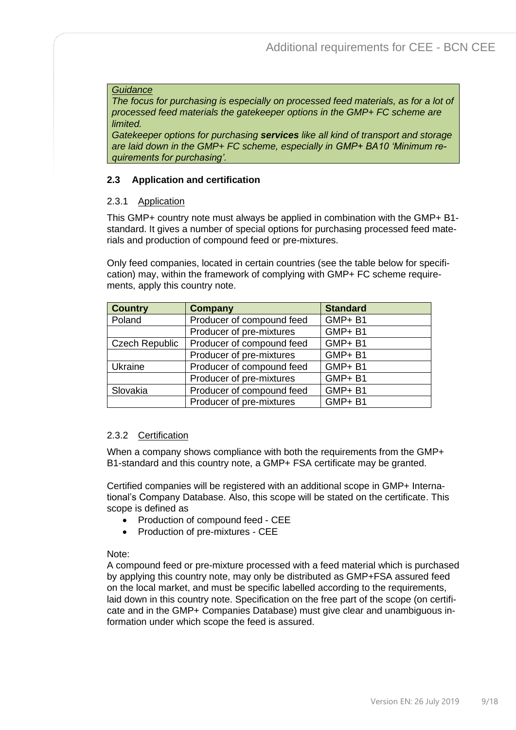*Guidance*
*The focus for purchasing is especially on processed feed materials, as for a lot of processed feed materials the gatekeeper options in the GMP+ FC scheme are limited.*
*Gatekeeper options for purchasing **services** like all kind of transport and storage are laid down in the GMP+ FC scheme, especially in GMP+ BA10 'Minimum requirements for purchasing'.*

### 2.3 Application and certification

#### 2.3.1 Application

This GMP+ country note must always be applied in combination with the GMP+ B1-standard. It gives a number of special options for purchasing processed feed materials and production of compound feed or pre-mixtures.

Only feed companies, located in certain countries (see the table below for specification) may, within the framework of complying with GMP+ FC scheme requirements, apply this country note.

| Country | Company | Standard |
|---|---|---|
| Poland | Producer of compound feed | GMP+ B1 |
| | Producer of pre-mixtures | GMP+ B1 |
| Czech Republic | Producer of compound feed | GMP+ B1 |
| | Producer of pre-mixtures | GMP+ B1 |
| Ukraine | Producer of compound feed | GMP+ B1 |
| | Producer of pre-mixtures | GMP+ B1 |
| Slovakia | Producer of compound feed | GMP+ B1 |
| | Producer of pre-mixtures | GMP+ B1 |

#### 2.3.2 Certification

When a company shows compliance with both the requirements from the GMP+ B1-standard and this country note, a GMP+ FSA certificate may be granted.

Certified companies will be registered with an additional scope in GMP+ International's Company Database. Also, this scope will be stated on the certificate. This scope is defined as

- Production of compound feed - CEE
- Production of pre-mixtures - CEE

Note:
A compound feed or pre-mixture processed with a feed material which is purchased by applying this country note, may only be distributed as GMP+FSA assured feed on the local market, and must be specific labelled according to the requirements, laid down in this country note. Specification on the free part of the scope (on certificate and in the GMP+ Companies Database) must give clear and unambiguous information under which scope the feed is assured.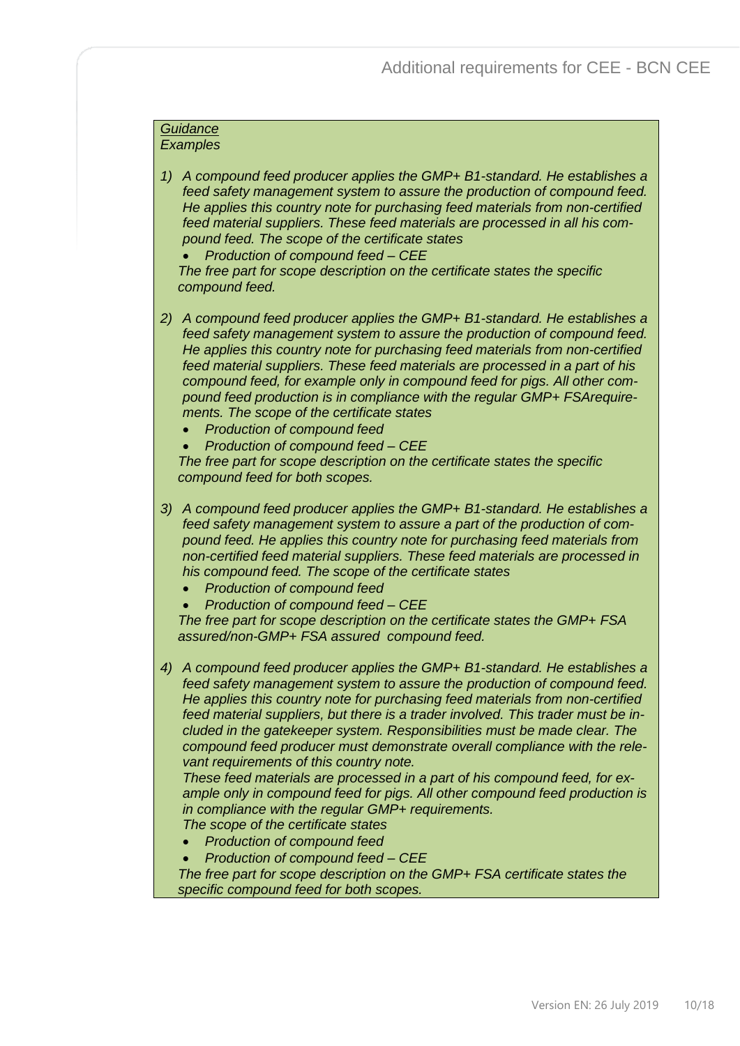*Guidance*
*Examples*

1) *A compound feed producer applies the GMP+ B1-standard. He establishes a feed safety management system to assure the production of compound feed. He applies this country note for purchasing feed materials from non-certified feed material suppliers. These feed materials are processed in all his compound feed. The scope of the certificate states*
   - *Production of compound feed – CEE*

   *The free part for scope description on the certificate states the specific compound feed.*

2) *A compound feed producer applies the GMP+ B1-standard. He establishes a feed safety management system to assure the production of compound feed. He applies this country note for purchasing feed materials from non-certified feed material suppliers. These feed materials are processed in a part of his compound feed, for example only in compound feed for pigs. All other compound feed production is in compliance with the regular GMP+ FSArequirements. The scope of the certificate states*
   - *Production of compound feed*
   - *Production of compound feed – CEE*

   *The free part for scope description on the certificate states the specific compound feed for both scopes.*

3) *A compound feed producer applies the GMP+ B1-standard. He establishes a feed safety management system to assure a part of the production of compound feed. He applies this country note for purchasing feed materials from non-certified feed material suppliers. These feed materials are processed in his compound feed. The scope of the certificate states*
   - *Production of compound feed*
   - *Production of compound feed – CEE*

   *The free part for scope description on the certificate states the GMP+ FSA assured/non-GMP+ FSA assured compound feed.*

4) *A compound feed producer applies the GMP+ B1-standard. He establishes a feed safety management system to assure the production of compound feed. He applies this country note for purchasing feed materials from non-certified feed material suppliers, but there is a trader involved. This trader must be included in the gatekeeper system. Responsibilities must be made clear. The compound feed producer must demonstrate overall compliance with the relevant requirements of this country note.*
   *These feed materials are processed in a part of his compound feed, for example only in compound feed for pigs. All other compound feed production is in compliance with the regular GMP+ requirements.*
   *The scope of the certificate states*
   - *Production of compound feed*
   - *Production of compound feed – CEE*

   *The free part for scope description on the GMP+ FSA certificate states the specific compound feed for both scopes.*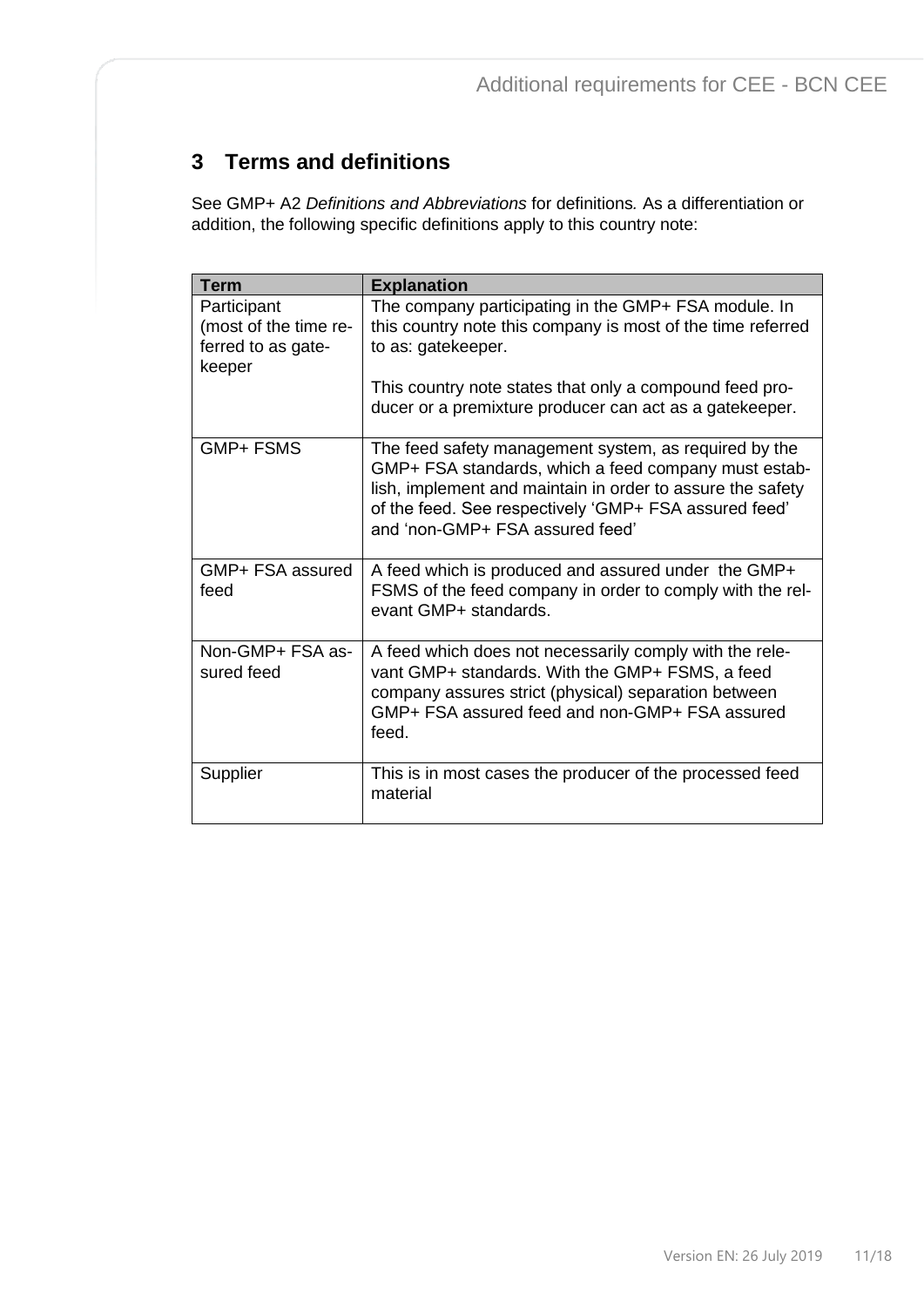# 3 Terms and definitions

See GMP+ A2 *Definitions and Abbreviations* for definitions. As a differentiation or addition, the following specific definitions apply to this country note:

| Term | Explanation |
|---|---|
| Participant (most of the time referred to as gatekeeper | The company participating in the GMP+ FSA module. In this country note this company is most of the time referred to as: gatekeeper.<br><br>This country note states that only a compound feed producer or a premixture producer can act as a gatekeeper. |
| GMP+ FSMS | The feed safety management system, as required by the GMP+ FSA standards, which a feed company must establish, implement and maintain in order to assure the safety of the feed. See respectively 'GMP+ FSA assured feed' and 'non-GMP+ FSA assured feed' |
| GMP+ FSA assured feed | A feed which is produced and assured under the GMP+ FSMS of the feed company in order to comply with the relevant GMP+ standards. |
| Non-GMP+ FSA assured feed | A feed which does not necessarily comply with the relevant GMP+ standards. With the GMP+ FSMS, a feed company assures strict (physical) separation between GMP+ FSA assured feed and non-GMP+ FSA assured feed. |
| Supplier | This is in most cases the producer of the processed feed material |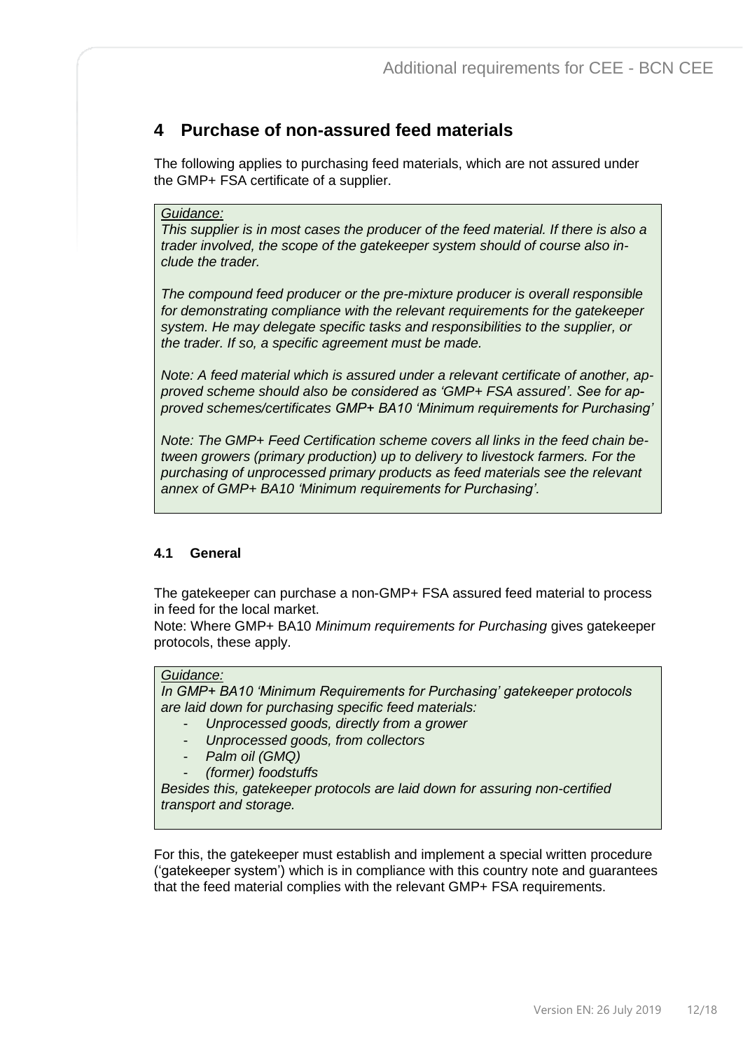# 4 Purchase of non-assured feed materials

The following applies to purchasing feed materials, which are not assured under the GMP+ FSA certificate of a supplier.

> *Guidance:*
> *This supplier is in most cases the producer of the feed material. If there is also a trader involved, the scope of the gatekeeper system should of course also include the trader.*
>
> *The compound feed producer or the pre-mixture producer is overall responsible for demonstrating compliance with the relevant requirements for the gatekeeper system. He may delegate specific tasks and responsibilities to the supplier, or the trader. If so, a specific agreement must be made.*
>
> *Note: A feed material which is assured under a relevant certificate of another, approved scheme should also be considered as 'GMP+ FSA assured'. See for approved schemes/certificates GMP+ BA10 'Minimum requirements for Purchasing'*
>
> *Note: The GMP+ Feed Certification scheme covers all links in the feed chain between growers (primary production) up to delivery to livestock farmers. For the purchasing of unprocessed primary products as feed materials see the relevant annex of GMP+ BA10 'Minimum requirements for Purchasing'.*

## 4.1 General

The gatekeeper can purchase a non-GMP+ FSA assured feed material to process in feed for the local market.
Note: Where GMP+ BA10 *Minimum requirements for Purchasing* gives gatekeeper protocols, these apply.

> *Guidance:*
> *In GMP+ BA10 'Minimum Requirements for Purchasing' gatekeeper protocols are laid down for purchasing specific feed materials:*
> - *Unprocessed goods, directly from a grower*
> - *Unprocessed goods, from collectors*
> - *Palm oil (GMQ)*
> - *(former) foodstuffs*
>
> *Besides this, gatekeeper protocols are laid down for assuring non-certified transport and storage.*

For this, the gatekeeper must establish and implement a special written procedure ('gatekeeper system') which is in compliance with this country note and guarantees that the feed material complies with the relevant GMP+ FSA requirements.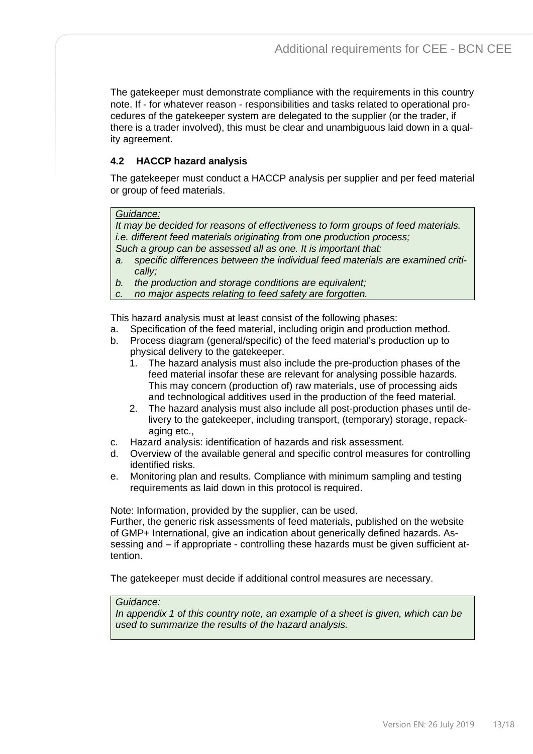The gatekeeper must demonstrate compliance with the requirements in this country note. If - for whatever reason - responsibilities and tasks related to operational procedures of the gatekeeper system are delegated to the supplier (or the trader, if there is a trader involved), this must be clear and unambiguous laid down in a quality agreement.

### 4.2 HACCP hazard analysis

The gatekeeper must conduct a HACCP analysis per supplier and per feed material or group of feed materials.

> *Guidance:*
> *It may be decided for reasons of effectiveness to form groups of feed materials. i.e. different feed materials originating from one production process;*
> *Such a group can be assessed all as one. It is important that:*
> *a. specific differences between the individual feed materials are examined critically;*
> *b. the production and storage conditions are equivalent;*
> *c. no major aspects relating to feed safety are forgotten.*

This hazard analysis must at least consist of the following phases:

a. Specification of the feed material, including origin and production method.
b. Process diagram (general/specific) of the feed material's production up to physical delivery to the gatekeeper.
   1. The hazard analysis must also include the pre-production phases of the feed material insofar these are relevant for analysing possible hazards. This may concern (production of) raw materials, use of processing aids and technological additives used in the production of the feed material.
   2. The hazard analysis must also include all post-production phases until delivery to the gatekeeper, including transport, (temporary) storage, repackaging etc.,
c. Hazard analysis: identification of hazards and risk assessment.
d. Overview of the available general and specific control measures for controlling identified risks.
e. Monitoring plan and results. Compliance with minimum sampling and testing requirements as laid down in this protocol is required.

Note: Information, provided by the supplier, can be used.
Further, the generic risk assessments of feed materials, published on the website of GMP+ International, give an indication about generically defined hazards. Assessing and – if appropriate - controlling these hazards must be given sufficient attention.

The gatekeeper must decide if additional control measures are necessary.

> *Guidance:*
> *In appendix 1 of this country note, an example of a sheet is given, which can be used to summarize the results of the hazard analysis.*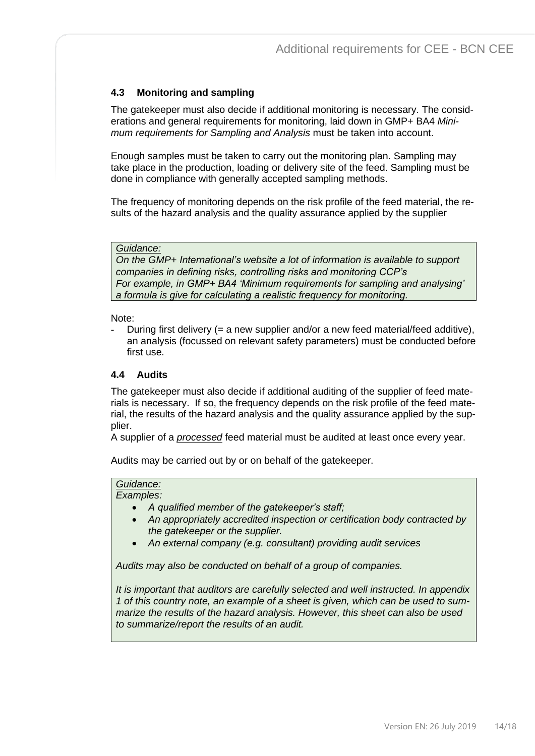### 4.3 Monitoring and sampling

The gatekeeper must also decide if additional monitoring is necessary. The considerations and general requirements for monitoring, laid down in GMP+ BA4 *Minimum requirements for Sampling and Analysis* must be taken into account.

Enough samples must be taken to carry out the monitoring plan. Sampling may take place in the production, loading or delivery site of the feed. Sampling must be done in compliance with generally accepted sampling methods.

The frequency of monitoring depends on the risk profile of the feed material, the results of the hazard analysis and the quality assurance applied by the supplier

> *Guidance:*
> *On the GMP+ International's website a lot of information is available to support companies in defining risks, controlling risks and monitoring CCP's*
> *For example, in GMP+ BA4 'Minimum requirements for sampling and analysing' a formula is give for calculating a realistic frequency for monitoring.*

Note:
- During first delivery (= a new supplier and/or a new feed material/feed additive), an analysis (focussed on relevant safety parameters) must be conducted before first use.

### 4.4 Audits

The gatekeeper must also decide if additional auditing of the supplier of feed materials is necessary. If so, the frequency depends on the risk profile of the feed material, the results of the hazard analysis and the quality assurance applied by the supplier.
A supplier of a ***processed*** feed material must be audited at least once every year.

Audits may be carried out by or on behalf of the gatekeeper.

> *Guidance:*
> *Examples:*
> - *A qualified member of the gatekeeper's staff;*
> - *An appropriately accredited inspection or certification body contracted by the gatekeeper or the supplier.*
> - *An external company (e.g. consultant) providing audit services*
>
> *Audits may also be conducted on behalf of a group of companies.*
>
> *It is important that auditors are carefully selected and well instructed. In appendix 1 of this country note, an example of a sheet is given, which can be used to summarize the results of the hazard analysis. However, this sheet can also be used to summarize/report the results of an audit.*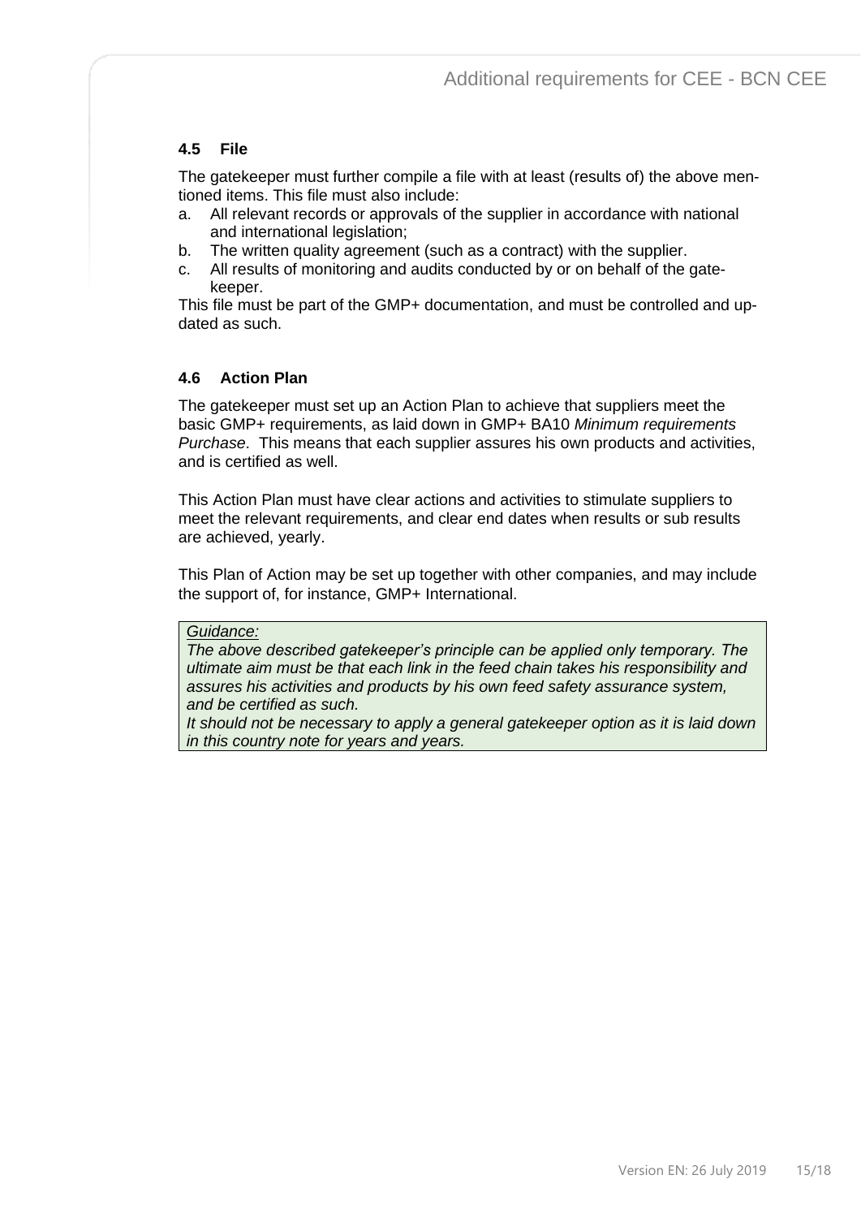### 4.5 File

The gatekeeper must further compile a file with at least (results of) the above mentioned items. This file must also include:

a. All relevant records or approvals of the supplier in accordance with national and international legislation;
b. The written quality agreement (such as a contract) with the supplier.
c. All results of monitoring and audits conducted by or on behalf of the gatekeeper.

This file must be part of the GMP+ documentation, and must be controlled and updated as such.

### 4.6 Action Plan

The gatekeeper must set up an Action Plan to achieve that suppliers meet the basic GMP+ requirements, as laid down in GMP+ BA10 *Minimum requirements Purchase*. This means that each supplier assures his own products and activities, and is certified as well.

This Action Plan must have clear actions and activities to stimulate suppliers to meet the relevant requirements, and clear end dates when results or sub results are achieved, yearly.

This Plan of Action may be set up together with other companies, and may include the support of, for instance, GMP+ International.

> *Guidance:*
> *The above described gatekeeper's principle can be applied only temporary. The ultimate aim must be that each link in the feed chain takes his responsibility and assures his activities and products by his own feed safety assurance system, and be certified as such.*
> *It should not be necessary to apply a general gatekeeper option as it is laid down in this country note for years and years.*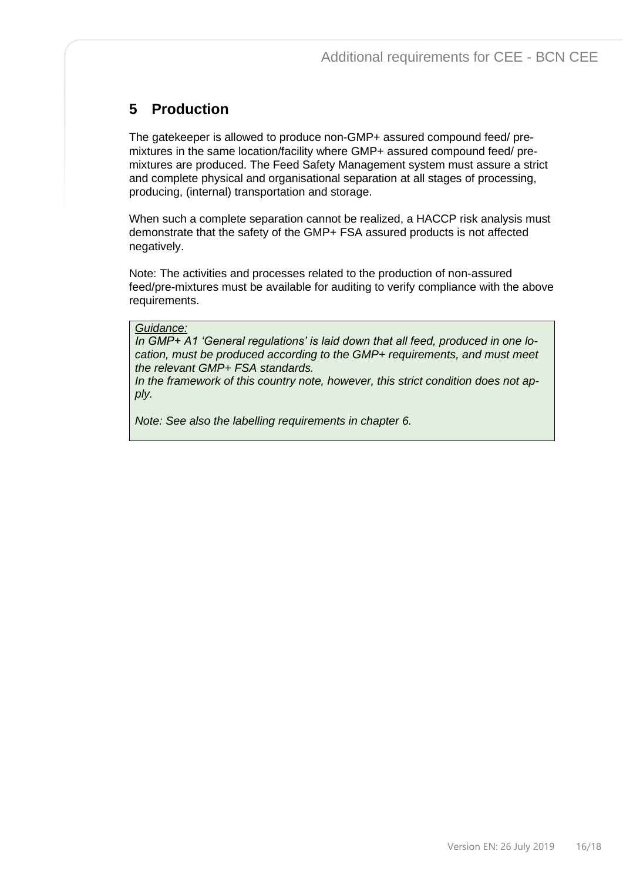# 5 Production

The gatekeeper is allowed to produce non-GMP+ assured compound feed/ pre-mixtures in the same location/facility where GMP+ assured compound feed/ pre-mixtures are produced. The Feed Safety Management system must assure a strict and complete physical and organisational separation at all stages of processing, producing, (internal) transportation and storage.

When such a complete separation cannot be realized, a HACCP risk analysis must demonstrate that the safety of the GMP+ FSA assured products is not affected negatively.

Note: The activities and processes related to the production of non-assured feed/pre-mixtures must be available for auditing to verify compliance with the above requirements.

> *Guidance:*
> *In GMP+ A1 'General regulations' is laid down that all feed, produced in one location, must be produced according to the GMP+ requirements, and must meet the relevant GMP+ FSA standards.*
> *In the framework of this country note, however, this strict condition does not apply.*
>
> *Note: See also the labelling requirements in chapter 6.*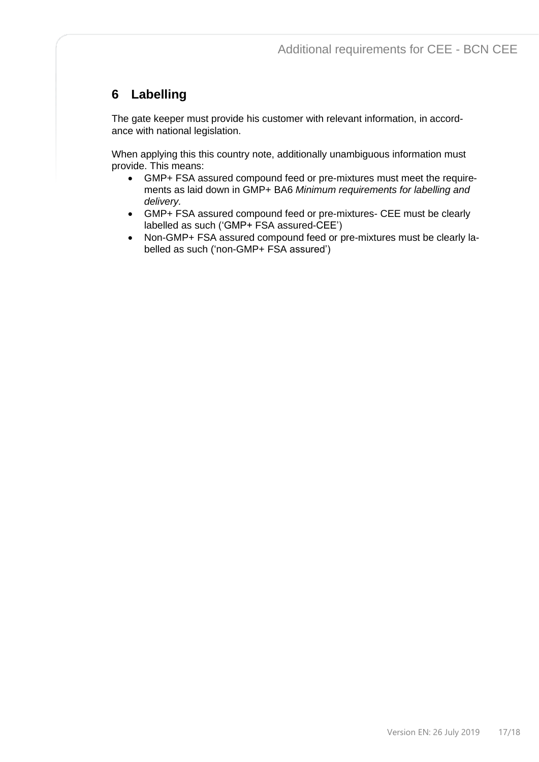# 6 Labelling

The gate keeper must provide his customer with relevant information, in accordance with national legislation.

When applying this this country note, additionally unambiguous information must provide. This means:

- GMP+ FSA assured compound feed or pre-mixtures must meet the requirements as laid down in GMP+ BA6 *Minimum requirements for labelling and delivery.*
- GMP+ FSA assured compound feed or pre-mixtures- CEE must be clearly labelled as such ('GMP+ FSA assured-CEE')
- Non-GMP+ FSA assured compound feed or pre-mixtures must be clearly labelled as such ('non-GMP+ FSA assured')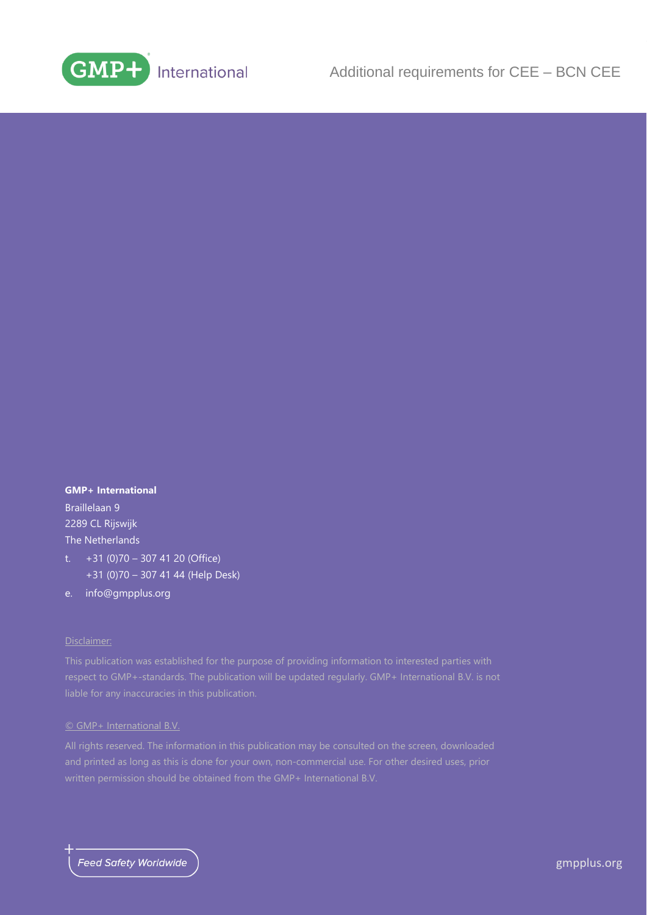**GMP+ International**

Braillelaan 9
2289 CL Rijswijk
The Netherlands

t. +31 (0)70 – 307 41 20 (Office)
+31 (0)70 – 307 41 44 (Help Desk)

e. info@gmpplus.org

Disclaimer:

This publication was established for the purpose of providing information to interested parties with respect to GMP+-standards. The publication will be updated regularly. GMP+ International B.V. is not liable for any inaccuracies in this publication.

© GMP+ International B.V.

All rights reserved. The information in this publication may be consulted on the screen, downloaded and printed as long as this is done for your own, non-commercial use. For other desired uses, prior written permission should be obtained from the GMP+ International B.V.

*Feed Safety Worldwide*

gmpplus.org